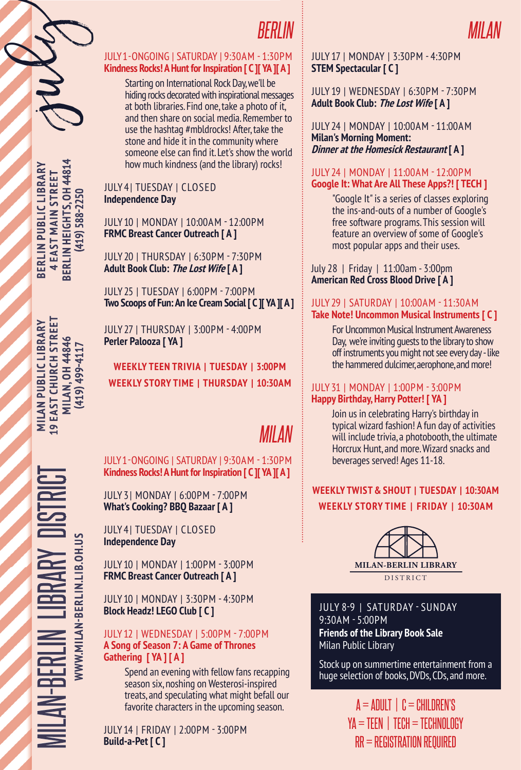# july

**MILAN-BERLIN LIBRARY DISTRICT**

**WWW.MILAN-BERLIN.LIB.OH.US**

**BERLIN PUBLIC LIBRARY**
**4 EAST MAIN STREET**
**BERLIN HEIGHTS, OH 44814**
**(419) 588-2250**

**MILAN PUBLIC LIBRARY**
**19 EAST CHURCH STREET**
**MILAN, OH 44846**
**(419) 499-4117**

## BERLIN

JULY 1-ONGOING | SATURDAY | 9:30AM - 1:30PM
**Kindness Rocks! A Hunt for Inspiration [ C ][ YA ][ A ]**

Starting on International Rock Day, we'll be hiding rocks decorated with inspirational messages at both libraries. Find one, take a photo of it, and then share on social media. Remember to use the hashtag #mbldrocks! After, take the stone and hide it in the community where someone else can find it. Let's show the world how much kindness (and the library) rocks!

JULY 4| TUESDAY | CLOSED
**Independence Day**

JULY 10 | MONDAY | 10:00AM - 12:00PM
**FRMC Breast Cancer Outreach [ A ]**

JULY 20 | THURSDAY | 6:30PM - 7:30PM
**Adult Book Club: *The Lost Wife* [ A ]**

JULY 25 | TUESDAY | 6:00PM - 7:00PM
**Two Scoops of Fun: An Ice Cream Social [ C ][ YA ][ A ]**

JULY 27 | THURSDAY | 3:00PM - 4:00PM
**Perler Palooza [ YA ]**

**WEEKLY TEEN TRIVIA | TUESDAY | 3:00PM**
**WEEKLY STORY TIME | THURSDAY | 10:30AM**

## MILAN

JULY 1-ONGOING | SATURDAY | 9:30AM - 1:30PM
**Kindness Rocks! A Hunt for Inspiration [ C ][ YA ][ A ]**

JULY 3| MONDAY | 6:00PM - 7:00PM
**What's Cooking? BBQ Bazaar [ A ]**

JULY 4| TUESDAY | CLOSED
**Independence Day**

JULY 10 | MONDAY | 1:00PM - 3:00PM
**FRMC Breast Cancer Outreach [ A ]**

JULY 10 | MONDAY | 3:30PM - 4:30PM
**Block Headz! LEGO Club [ C ]**

JULY 12 | WEDNESDAY | 5:00PM - 7:00PM
**A Song of Season 7: A Game of Thrones Gathering [ YA ] [ A ]**

Spend an evening with fellow fans recapping season six, noshing on Westerosi-inspired treats, and speculating what might befall our favorite characters in the upcoming season.

JULY 14 | FRIDAY | 2:00PM - 3:00PM
**Build-a-Pet [ C ]**

## MILAN

JULY 17 | MONDAY | 3:30PM - 4:30PM
**STEM Spectacular [ C ]**

JULY 19 | WEDNESDAY | 6:30PM - 7:30PM
**Adult Book Club: *The Lost Wife* [ A ]**

JULY 24 | MONDAY | 10:00AM - 11:00AM
**Milan's Morning Moment: *Dinner at the Homesick Restaurant* [ A ]**

JULY 24 | MONDAY | 11:00AM - 12:00PM
**Google It: What Are All These Apps?! [ TECH ]**

"Google It" is a series of classes exploring the ins-and-outs of a number of Google's free software programs. This session will feature an overview of some of Google's most popular apps and their uses.

July 28 | Friday | 11:00am - 3:00pm
**American Red Cross Blood Drive [ A ]**

JULY 29 | SATURDAY | 10:00AM - 11:30AM
**Take Note! Uncommon Musical Instruments [ C ]**

For Uncommon Musical Instrument Awareness Day, we're inviting guests to the library to show off instruments you might not see every day - like the hammered dulcimer, aerophone, and more!

JULY 31 | MONDAY | 1:00PM - 3:00PM
**Happy Birthday, Harry Potter! [ YA ]**

Join us in celebrating Harry's birthday in typical wizard fashion! A fun day of activities will include trivia, a photobooth, the ultimate Horcrux Hunt, and more. Wizard snacks and beverages served! Ages 11-18.

**WEEKLY TWIST & SHOUT | TUESDAY | 10:30AM**
**WEEKLY STORY TIME | FRIDAY | 10:30AM**

**MILAN-BERLIN LIBRARY**
DISTRICT

JULY 8-9 | SATURDAY - SUNDAY
9:30AM - 5:00PM
**Friends of the Library Book Sale**
Milan Public Library

Stock up on summertime entertainment from a huge selection of books, DVDs, CDs, and more.

A = ADULT | C = CHILDREN'S
YA = TEEN | TECH = TECHNOLOGY
RR = REGISTRATION REQUIRED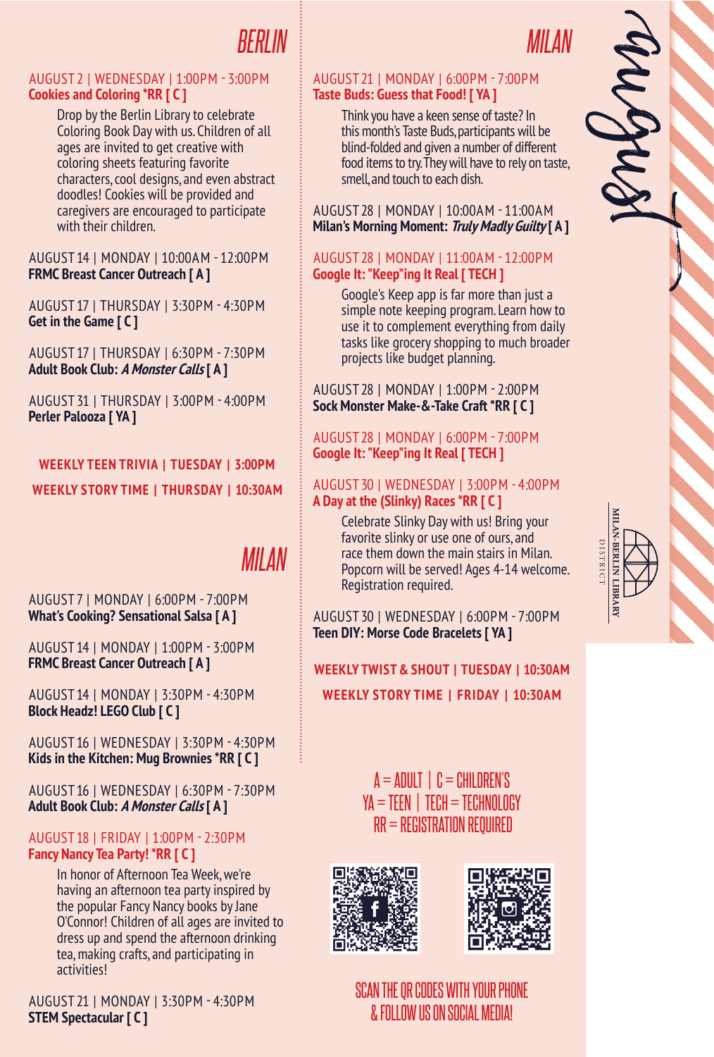# BERLIN

AUGUST 2 | WEDNESDAY | 1:00PM - 3:00PM
**Cookies and Coloring *RR [ C ]**

Drop by the Berlin Library to celebrate Coloring Book Day with us. Children of all ages are invited to get creative with coloring sheets featuring favorite characters, cool designs, and even abstract doodles! Cookies will be provided and caregivers are encouraged to participate with their children.

AUGUST 14 | MONDAY | 10:00AM - 12:00PM
**FRMC Breast Cancer Outreach [ A ]**

AUGUST 17 | THURSDAY | 3:30PM - 4:30PM
**Get in the Game [ C ]**

AUGUST 17 | THURSDAY | 6:30PM - 7:30PM
**Adult Book Club: *A Monster Calls* [ A ]**

AUGUST 31 | THURSDAY | 3:00PM - 4:00PM
**Perler Palooza [ YA ]**

**WEEKLY TEEN TRIVIA | TUESDAY | 3:00PM**

**WEEKLY STORY TIME | THURSDAY | 10:30AM**

# MILAN

AUGUST 7 | MONDAY | 6:00PM - 7:00PM
**What's Cooking? Sensational Salsa [ A ]**

AUGUST 14 | MONDAY | 1:00PM - 3:00PM
**FRMC Breast Cancer Outreach [ A ]**

AUGUST 14 | MONDAY | 3:30PM - 4:30PM
**Block Headz! LEGO Club [ C ]**

AUGUST 16 | WEDNESDAY | 3:30PM - 4:30PM
**Kids in the Kitchen: Mug Brownies *RR [ C ]**

AUGUST 16 | WEDNESDAY | 6:30PM - 7:30PM
**Adult Book Club: *A Monster Calls* [ A ]**

AUGUST 18 | FRIDAY | 1:00PM - 2:30PM
**Fancy Nancy Tea Party! *RR [ C ]**

In honor of Afternoon Tea Week, we're having an afternoon tea party inspired by the popular Fancy Nancy books by Jane O'Connor! Children of all ages are invited to dress up and spend the afternoon drinking tea, making crafts, and participating in activities!

AUGUST 21 | MONDAY | 3:30PM - 4:30PM
**STEM Spectacular [ C ]**

# MILAN

AUGUST 21 | MONDAY | 6:00PM - 7:00PM
**Taste Buds: Guess that Food! [ YA ]**

Think you have a keen sense of taste? In this month's Taste Buds, participants will be blind-folded and given a number of different food items to try. They will have to rely on taste, smell, and touch to each dish.

AUGUST 28 | MONDAY | 10:00AM - 11:00AM
**Milan's Morning Moment: *Truly Madly Guilty* [ A ]**

AUGUST 28 | MONDAY | 11:00AM - 12:00PM
**Google It: "Keep"ing It Real [ TECH ]**

Google's Keep app is far more than just a simple note keeping program. Learn how to use it to complement everything from daily tasks like grocery shopping to much broader projects like budget planning.

AUGUST 28 | MONDAY | 1:00PM - 2:00PM
**Sock Monster Make-&-Take Craft *RR [ C ]**

AUGUST 28 | MONDAY | 6:00PM - 7:00PM
**Google It: "Keep"ing It Real [ TECH ]**

AUGUST 30 | WEDNESDAY | 3:00PM - 4:00PM
**A Day at the (Slinky) Races *RR [ C ]**

Celebrate Slinky Day with us! Bring your favorite slinky or use one of ours, and race them down the main stairs in Milan. Popcorn will be served! Ages 4-14 welcome. Registration required.

AUGUST 30 | WEDNESDAY | 6:00PM - 7:00PM
**Teen DIY: Morse Code Bracelets [ YA ]**

**WEEKLY TWIST & SHOUT | TUESDAY | 10:30AM**

**WEEKLY STORY TIME | FRIDAY | 10:30AM**

A = ADULT | C = CHILDREN'S
YA = TEEN | TECH = TECHNOLOGY
RR = REGISTRATION REQUIRED

SCAN THE QR CODES WITH YOUR PHONE & FOLLOW US ON SOCIAL MEDIA!

august

MILAN-BERLIN LIBRARY DISTRICT